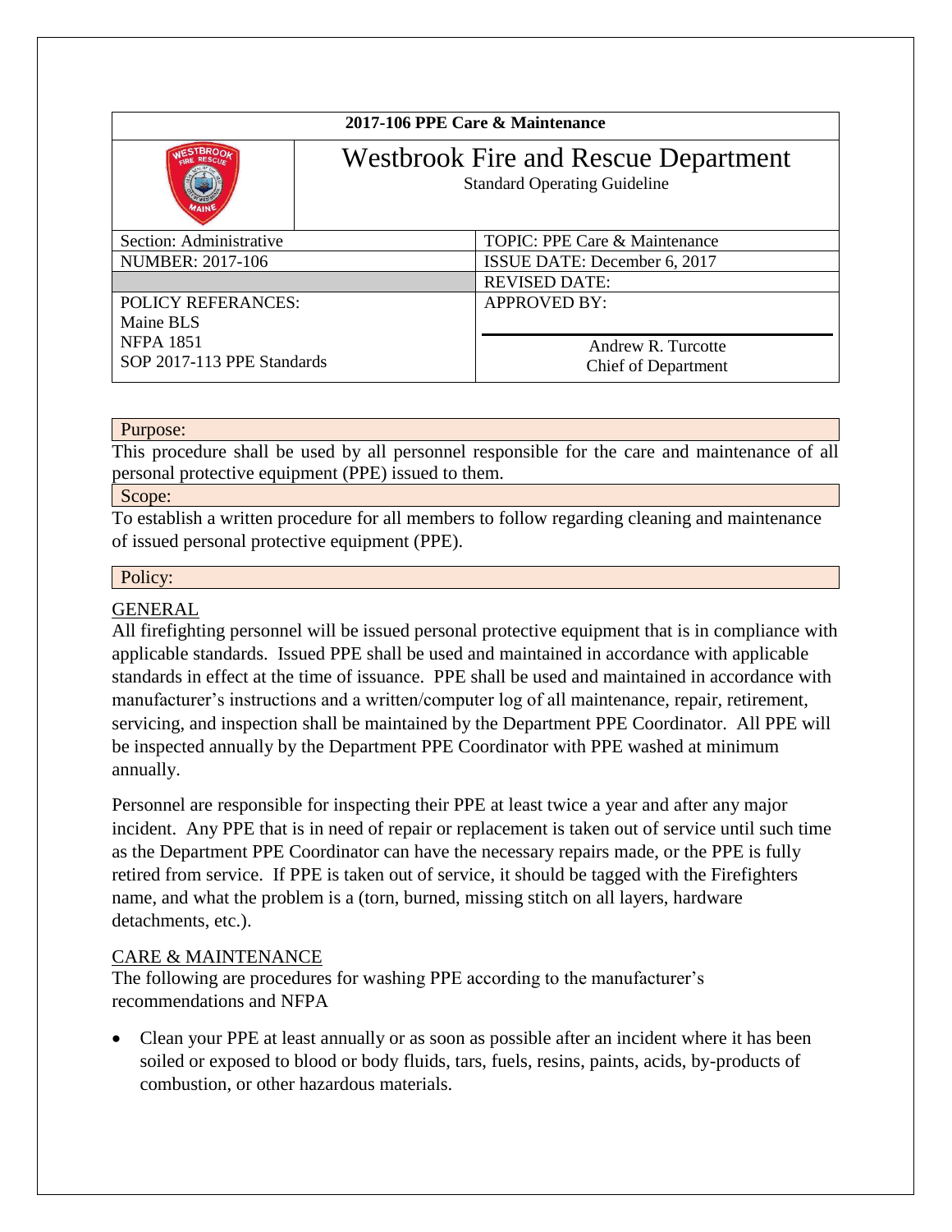| 2017-106 PPE Care & Maintenance | | |
|---|---|---|
| | Westbrook Fire and Rescue Department<br>Standard Operating Guideline | |
| Section: Administrative | | TOPIC: PPE Care & Maintenance |
| NUMBER: 2017-106 | | ISSUE DATE: December 6, 2017 |
| | | REVISED DATE: |
| POLICY REFERANCES:<br>Maine BLS<br>NFPA 1851<br>SOP 2017-113 PPE Standards | | APPROVED BY:<br><br>Andrew R. Turcotte<br>Chief of Department |

## Purpose:

This procedure shall be used by all personnel responsible for the care and maintenance of all personal protective equipment (PPE) issued to them.

## Scope:

To establish a written procedure for all members to follow regarding cleaning and maintenance of issued personal protective equipment (PPE).

## Policy:

### GENERAL

All firefighting personnel will be issued personal protective equipment that is in compliance with applicable standards. Issued PPE shall be used and maintained in accordance with applicable standards in effect at the time of issuance. PPE shall be used and maintained in accordance with manufacturer's instructions and a written/computer log of all maintenance, repair, retirement, servicing, and inspection shall be maintained by the Department PPE Coordinator. All PPE will be inspected annually by the Department PPE Coordinator with PPE washed at minimum annually.

Personnel are responsible for inspecting their PPE at least twice a year and after any major incident. Any PPE that is in need of repair or replacement is taken out of service until such time as the Department PPE Coordinator can have the necessary repairs made, or the PPE is fully retired from service. If PPE is taken out of service, it should be tagged with the Firefighters name, and what the problem is a (torn, burned, missing stitch on all layers, hardware detachments, etc.).

### CARE & MAINTENANCE

The following are procedures for washing PPE according to the manufacturer's recommendations and NFPA

- Clean your PPE at least annually or as soon as possible after an incident where it has been soiled or exposed to blood or body fluids, tars, fuels, resins, paints, acids, by-products of combustion, or other hazardous materials.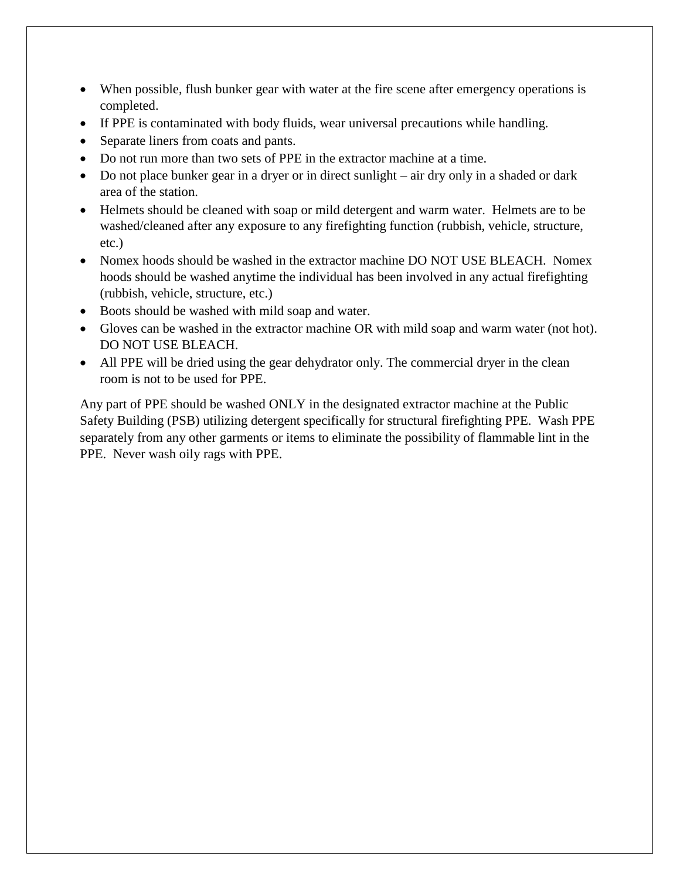- When possible, flush bunker gear with water at the fire scene after emergency operations is completed.
- If PPE is contaminated with body fluids, wear universal precautions while handling.
- Separate liners from coats and pants.
- Do not run more than two sets of PPE in the extractor machine at a time.
- Do not place bunker gear in a dryer or in direct sunlight – air dry only in a shaded or dark area of the station.
- Helmets should be cleaned with soap or mild detergent and warm water. Helmets are to be washed/cleaned after any exposure to any firefighting function (rubbish, vehicle, structure, etc.)
- Nomex hoods should be washed in the extractor machine DO NOT USE BLEACH. Nomex hoods should be washed anytime the individual has been involved in any actual firefighting (rubbish, vehicle, structure, etc.)
- Boots should be washed with mild soap and water.
- Gloves can be washed in the extractor machine OR with mild soap and warm water (not hot). DO NOT USE BLEACH.
- All PPE will be dried using the gear dehydrator only. The commercial dryer in the clean room is not to be used for PPE.

Any part of PPE should be washed ONLY in the designated extractor machine at the Public Safety Building (PSB) utilizing detergent specifically for structural firefighting PPE. Wash PPE separately from any other garments or items to eliminate the possibility of flammable lint in the PPE. Never wash oily rags with PPE.